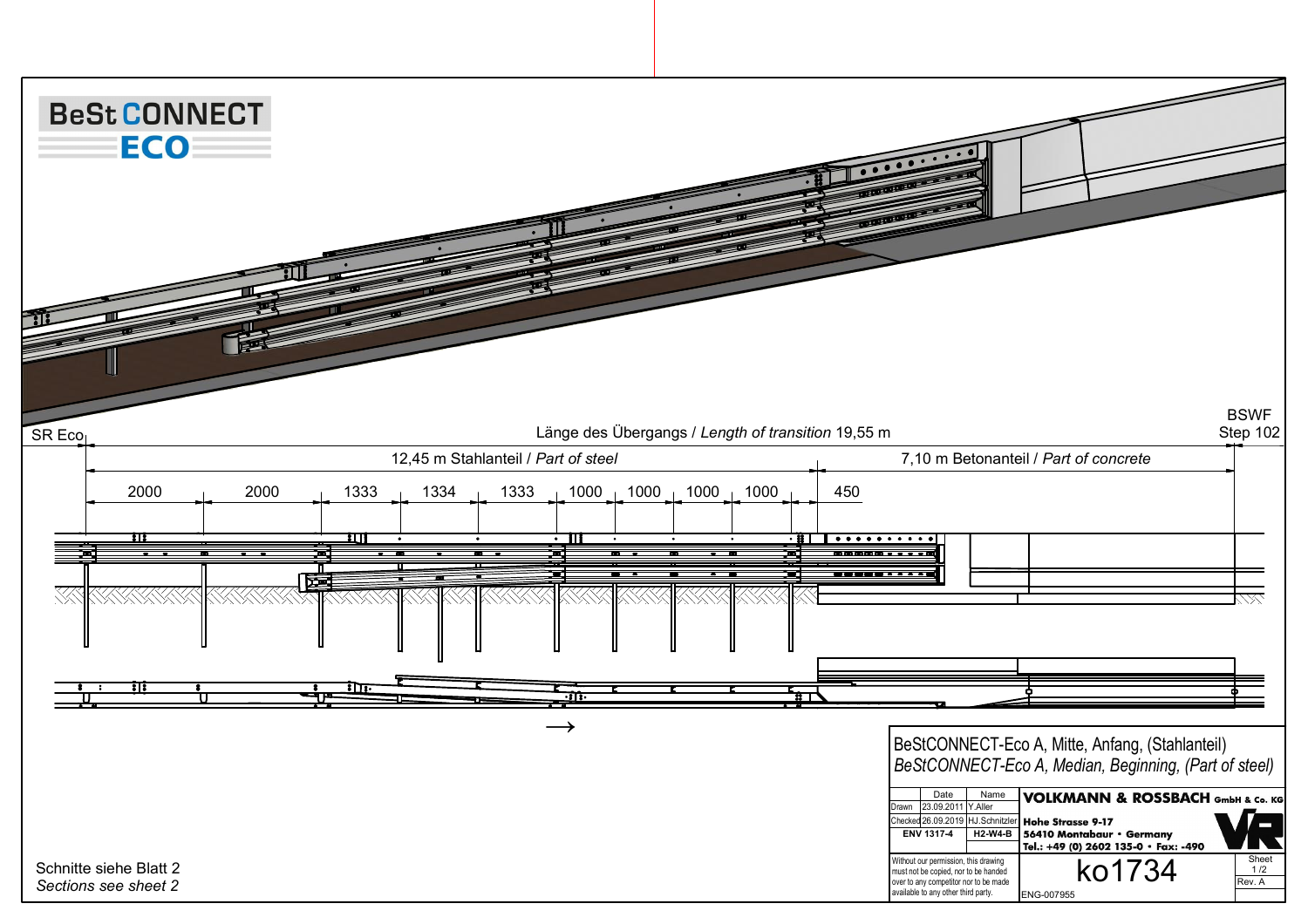BeSt CONNECT
ECO

SR Eco

Länge des Übergangs / *Length of transition* 19,55 m

BSWF
Step 102

12,45 m Stahlanteil / *Part of steel*

7,10 m Betonanteil / *Part of concrete*

2000 | 2000 | 1333 | 1334 | 1333 | 1000 | 1000 | 1000 | 1000 | 450

→

BeStCONNECT-Eco A, Mitte, Anfang, (Stahlanteil)
*BeStCONNECT-Eco A, Median, Beginning, (Part of steel)*

| | Date | Name |
|---|---|---|
| Drawn | 23.09.2011 | Y.Aller |
| Checked | 26.09.2019 | HJ.Schnitzler |
| ENV 1317-4 | | H2-W4-B |

**VOLKMANN & ROSSBACH GmbH & Co. KG**
**Hohe Strasse 9-17**
**56410 Montabaur • Germany**
**Tel.: +49 (0) 2602 135-0 • Fax: -490**

Without our permission, this drawing must not be copied, nor to be handed over to any competitor nor to be made available to any other third party.

ko1734

ENG-007955

Sheet 1 /2

Rev. A

Schnitte siehe Blatt 2
*Sections see sheet 2*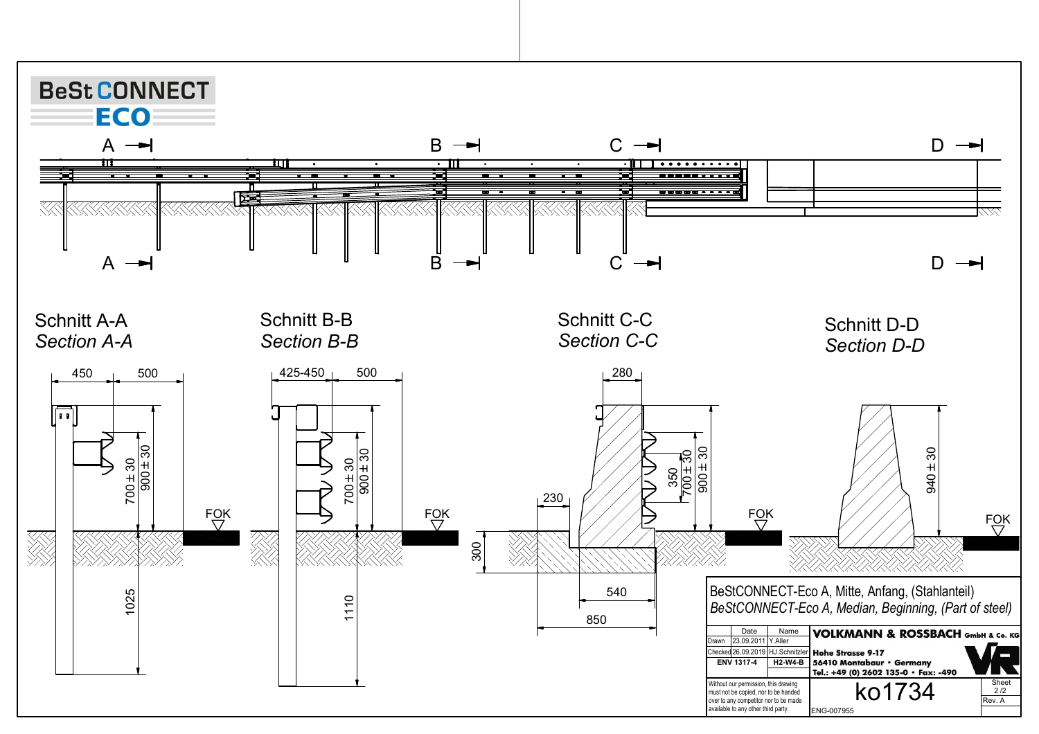**BeSt CONNECT ECO**

A — B — C — D

## Schnitt A-A
*Section A-A*

450 | 500

700 ± 30 | 900 ± 30

FOK

1025

## Schnitt B-B
*Section B-B*

425-450 | 500

700 ± 30 | 900 ± 30

FOK

1110

## Schnitt C-C
*Section C-C*

280

230

350 | 700 ± 30 | 900 ± 30

FOK

300

540

850

## Schnitt D-D
*Section D-D*

940 ± 30

FOK

BeStCONNECT-Eco A, Mitte, Anfang, (Stahlanteil)
*BeStCONNECT-Eco A, Median, Beginning, (Part of steel)*

| | Date | Name |
|---|---|---|
| Drawn | 23.09.2011 | Y.Aller |
| Checked | 26.09.2019 | HJ.Schnitzler |
| ENV 1317-4 | | H2-W4-B |

**VOLKMANN & ROSSBACH GmbH & Co. KG**
**Hohe Strasse 9-17**
**56410 Montabaur • Germany**
**Tel.: +49 (0) 2602 135-0 • Fax: -490**

Without our permission, this drawing must not be copied, nor to be handed over to any competitor nor to be made available to any other third party.

ko1734

ENG-007955

Sheet 2 /2

Rev. A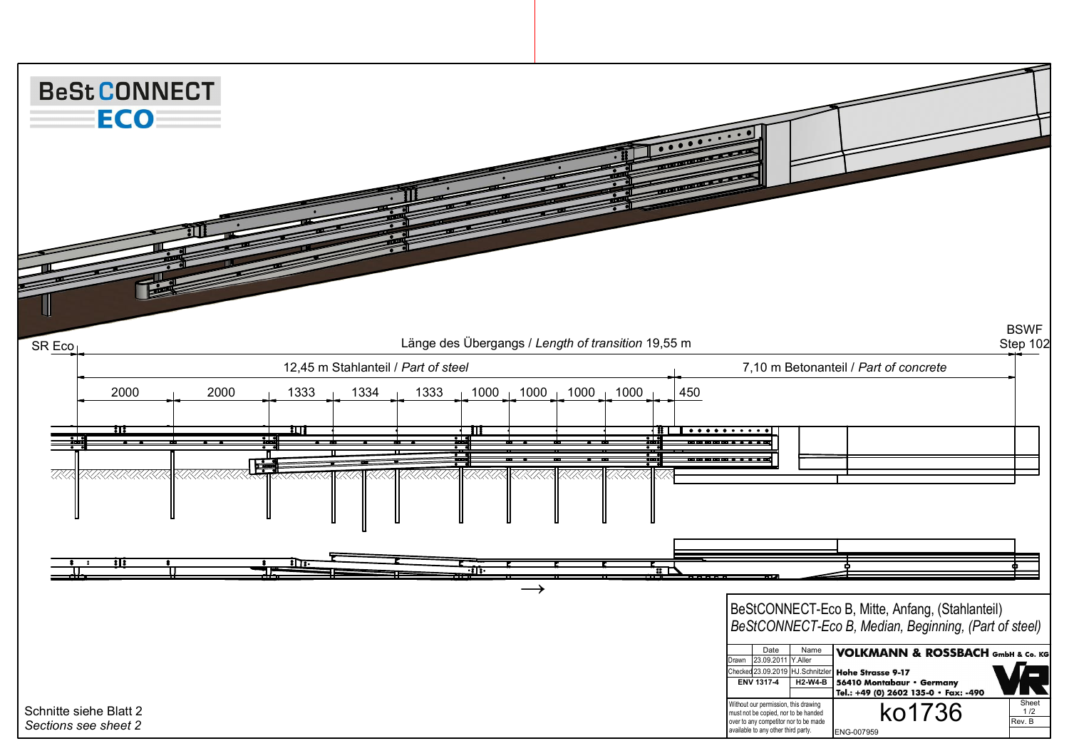# BeSt CONNECT ECO

SR Eco

Länge des Übergangs / *Length of transition* 19,55 m

BSWF Step 102

12,45 m Stahlanteil / *Part of steel*

7,10 m Betonanteil / *Part of concrete*

2000 | 2000 | 1333 | 1334 | 1333 | 1000 | 1000 | 1000 | 1000 | 450

→

BeStCONNECT-Eco B, Mitte, Anfang, (Stahlanteil)
*BeStCONNECT-Eco B, Median, Beginning, (Part of steel)*

| | Date | Name |
|---|---|---|
| Drawn | 23.09.2011 | Y.Aller |
| Checked | 23.09.2019 | HJ.Schnitzler |
| ENV 1317-4 | | H2-W4-B |

**VOLKMANN & ROSSBACH GmbH & Co. KG**
**Hohe Strasse 9-17**
**56410 Montabaur • Germany**
**Tel.: +49 (0) 2602 135-0 • Fax: -490**

Without our permission, this drawing must not be copied, nor to be handed over to any competitor nor to be made available to any other third party.

ko1736

ENG-007959

Sheet 1 /2

Rev. B

Schnitte siehe Blatt 2
*Sections see sheet 2*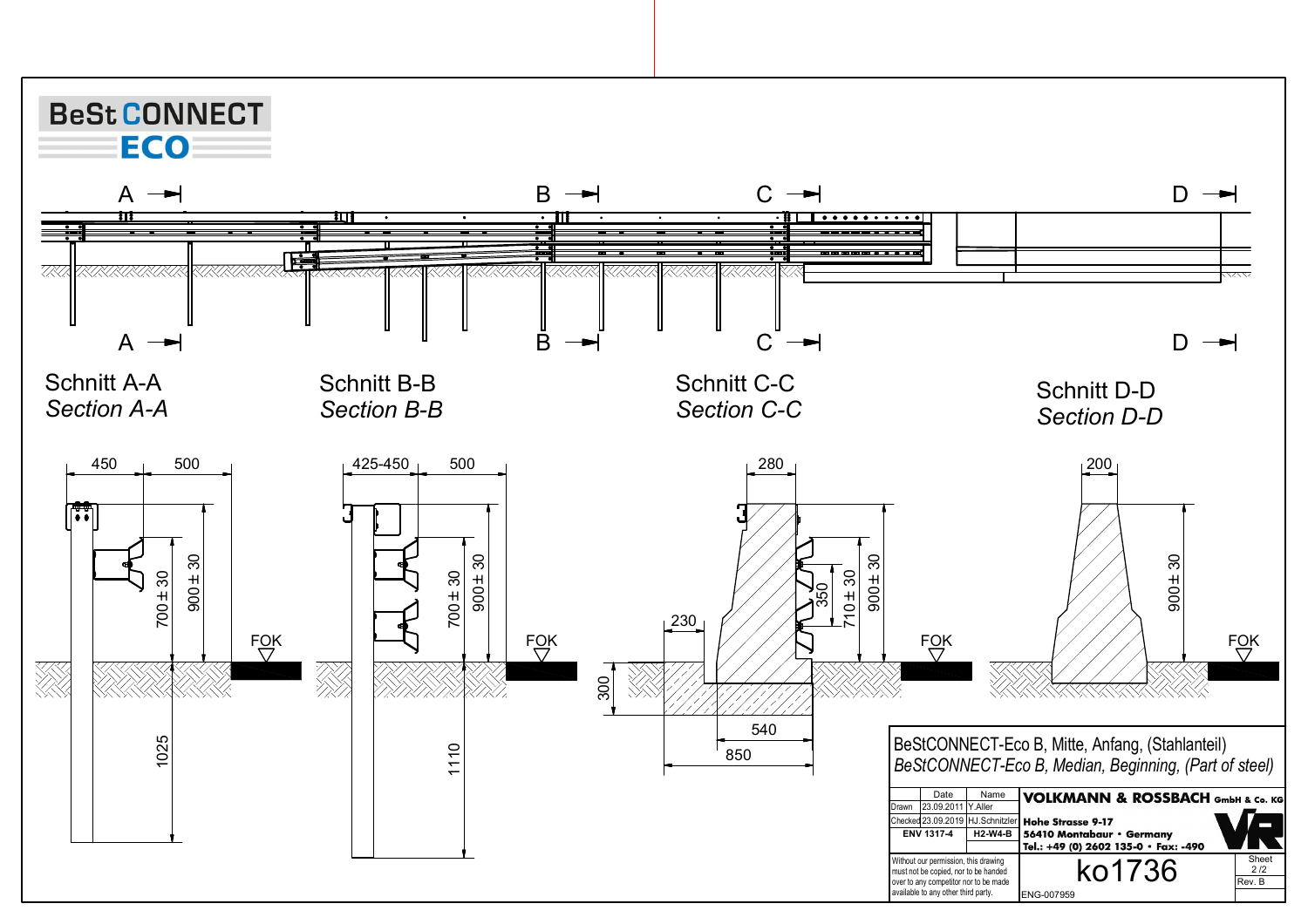**BeSt CONNECT ECO**

A — B — C — D

A — B — C — D

Schnitt A-A
*Section A-A*

450
500
700 ± 30
900 ± 30
FOK
1025

Schnitt B-B
*Section B-B*

425-450
500
700 ± 30
900 ± 30
FOK
1110

Schnitt C-C
*Section C-C*

280
230
350
710 ± 30
900 ± 30
FOK
300
540
850

Schnitt D-D
*Section D-D*

200
900 ± 30
FOK

BeStCONNECT-Eco B, Mitte, Anfang, (Stahlanteil)
*BeStCONNECT-Eco B, Median, Beginning, (Part of steel)*

| | Date | Name |
|---|---|---|
| Drawn | 23.09.2011 | Y.Aller |
| Checked | 23.09.2019 | HJ.Schnitzler |
| ENV 1317-4 | | H2-W4-B |

**VOLKMANN & ROSSBACH GmbH & Co. KG**
**Hohe Strasse 9-17**
**56410 Montabaur • Germany**
**Tel.: +49 (0) 2602 135-0 • Fax: -490**

Without our permission, this drawing must not be copied, nor to be handed over to any competitor nor to be made available to any other third party.

ko1736

ENG-007959

Sheet 2 /2

Rev. B